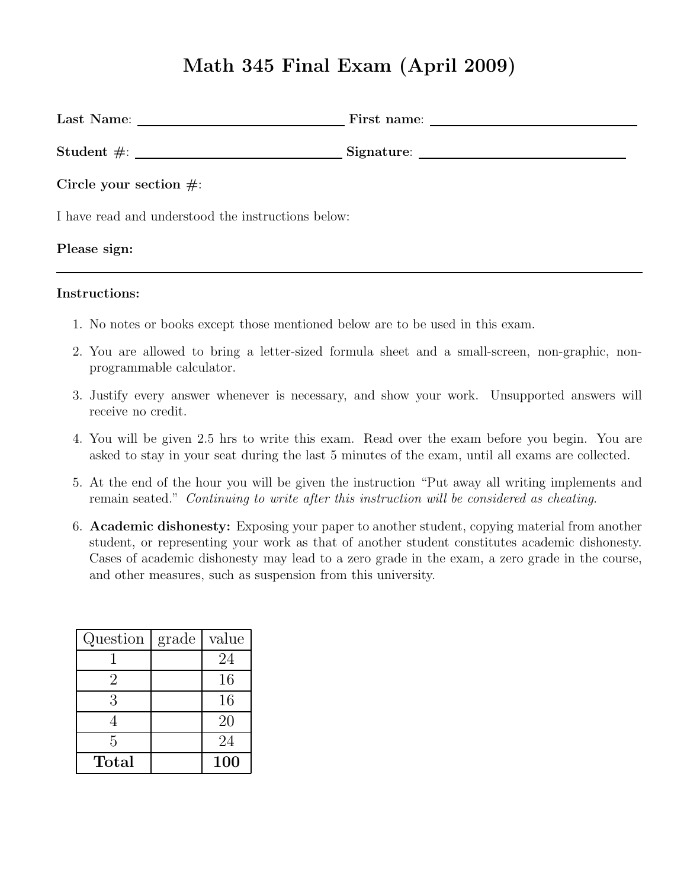# Math 345 Final Exam (April 2009)

**Last Name**: ______________________________ **First name**: ______________________________

**Student #**: ______________________________ **Signature**: ______________________________

**Circle your section #**:

I have read and understood the instructions below:

**Please sign:**

---

**Instructions:**

1. No notes or books except those mentioned below are to be used in this exam.
2. You are allowed to bring a letter-sized formula sheet and a small-screen, non-graphic, non-programmable calculator.
3. Justify every answer whenever is necessary, and show your work. Unsupported answers will receive no credit.
4. You will be given 2.5 hrs to write this exam. Read over the exam before you begin. You are asked to stay in your seat during the last 5 minutes of the exam, until all exams are collected.
5. At the end of the hour you will be given the instruction "Put away all writing implements and remain seated." *Continuing to write after this instruction will be considered as cheating.*
6. **Academic dishonesty:** Exposing your paper to another student, copying material from another student, or representing your work as that of another student constitutes academic dishonesty. Cases of academic dishonesty may lead to a zero grade in the exam, a zero grade in the course, and other measures, such as suspension from this university.

| Question | grade | value |
|---|---|---|
| 1 | | 24 |
| 2 | | 16 |
| 3 | | 16 |
| 4 | | 20 |
| 5 | | 24 |
| **Total** | | **100** |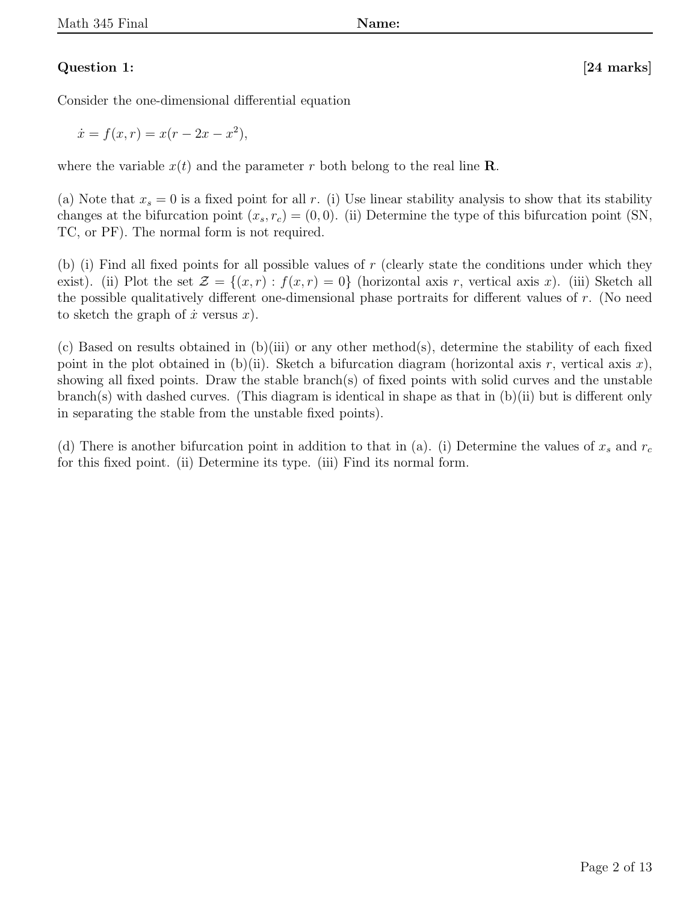**Question 1:** **[24 marks]**

Consider the one-dimensional differential equation

$$\dot{x} = f(x, r) = x(r - 2x - x^2),$$

where the variable $x(t)$ and the parameter $r$ both belong to the real line $\mathbf{R}$.

(a) Note that $x_s = 0$ is a fixed point for all $r$. (i) Use linear stability analysis to show that its stability changes at the bifurcation point $(x_s, r_c) = (0, 0)$. (ii) Determine the type of this bifurcation point (SN, TC, or PF). The normal form is not required.

(b) (i) Find all fixed points for all possible values of $r$ (clearly state the conditions under which they exist). (ii) Plot the set $\mathcal{Z} = \{(x, r) : f(x, r) = 0\}$ (horizontal axis $r$, vertical axis $x$). (iii) Sketch all the possible qualitatively different one-dimensional phase portraits for different values of $r$. (No need to sketch the graph of $\dot{x}$ versus $x$).

(c) Based on results obtained in (b)(iii) or any other method(s), determine the stability of each fixed point in the plot obtained in (b)(ii). Sketch a bifurcation diagram (horizontal axis $r$, vertical axis $x$), showing all fixed points. Draw the stable branch(s) of fixed points with solid curves and the unstable branch(s) with dashed curves. (This diagram is identical in shape as that in (b)(ii) but is different only in separating the stable from the unstable fixed points).

(d) There is another bifurcation point in addition to that in (a). (i) Determine the values of $x_s$ and $r_c$ for this fixed point. (ii) Determine its type. (iii) Find its normal form.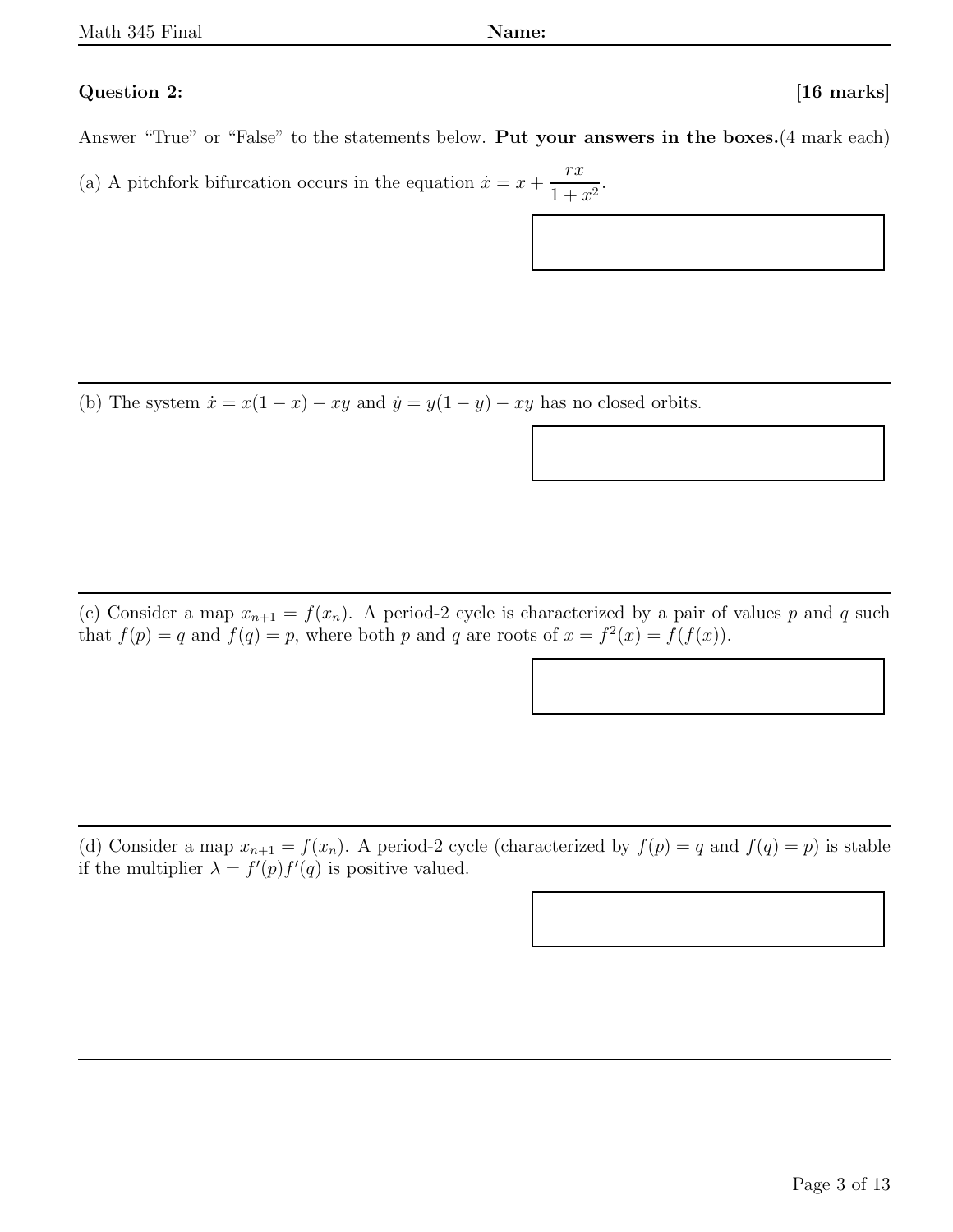**Question 2:** **[16 marks]**

Answer "True" or "False" to the statements below. **Put your answers in the boxes.**(4 mark each)

(a) A pitchfork bifurcation occurs in the equation $\dot{x} = x + \dfrac{rx}{1+x^2}$.

---

(b) The system $\dot{x} = x(1-x) - xy$ and $\dot{y} = y(1-y) - xy$ has no closed orbits.

---

(c) Consider a map $x_{n+1} = f(x_n)$. A period-2 cycle is characterized by a pair of values $p$ and $q$ such that $f(p) = q$ and $f(q) = p$, where both $p$ and $q$ are roots of $x = f^2(x) = f(f(x))$.

---

(d) Consider a map $x_{n+1} = f(x_n)$. A period-2 cycle (characterized by $f(p) = q$ and $f(q) = p$) is stable if the multiplier $\lambda = f'(p)f'(q)$ is positive valued.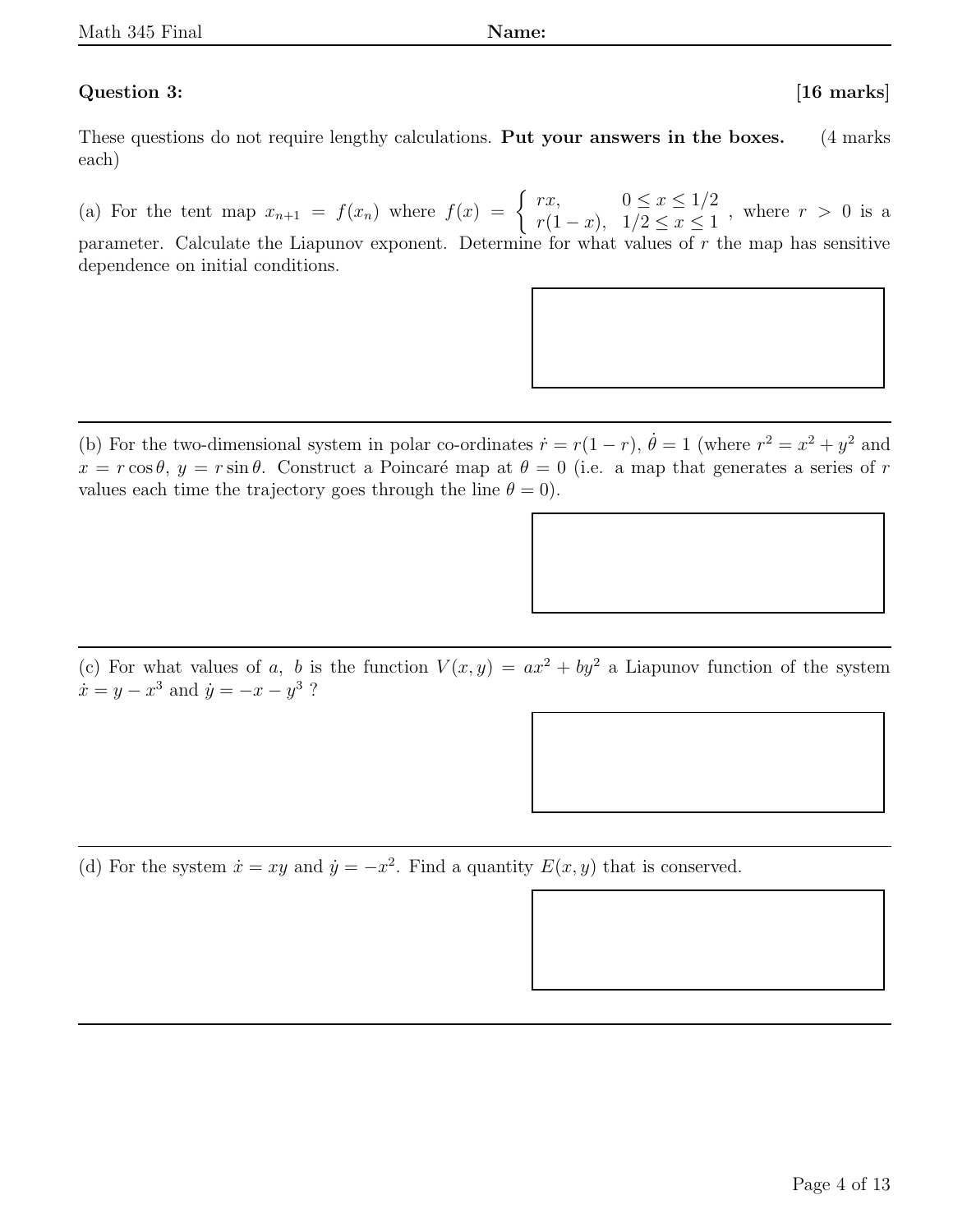**Question 3:** **[16 marks]**

These questions do not require lengthy calculations. **Put your answers in the boxes.** (4 marks each)

(a) For the tent map $x_{n+1} = f(x_n)$ where $f(x) = \begin{cases} rx, & 0 \le x \le 1/2 \\ r(1-x), & 1/2 \le x \le 1 \end{cases}$, where $r > 0$ is a parameter. Calculate the Liapunov exponent. Determine for what values of $r$ the map has sensitive dependence on initial conditions.

---

(b) For the two-dimensional system in polar co-ordinates $\dot{r} = r(1-r)$, $\dot{\theta} = 1$ (where $r^2 = x^2 + y^2$ and $x = r\cos\theta$, $y = r\sin\theta$. Construct a Poincaré map at $\theta = 0$ (i.e. a map that generates a series of $r$ values each time the trajectory goes through the line $\theta = 0$).

---

(c) For what values of $a$, $b$ is the function $V(x, y) = ax^2 + by^2$ a Liapunov function of the system $\dot{x} = y - x^3$ and $\dot{y} = -x - y^3$ ?

---

(d) For the system $\dot{x} = xy$ and $\dot{y} = -x^2$. Find a quantity $E(x, y)$ that is conserved.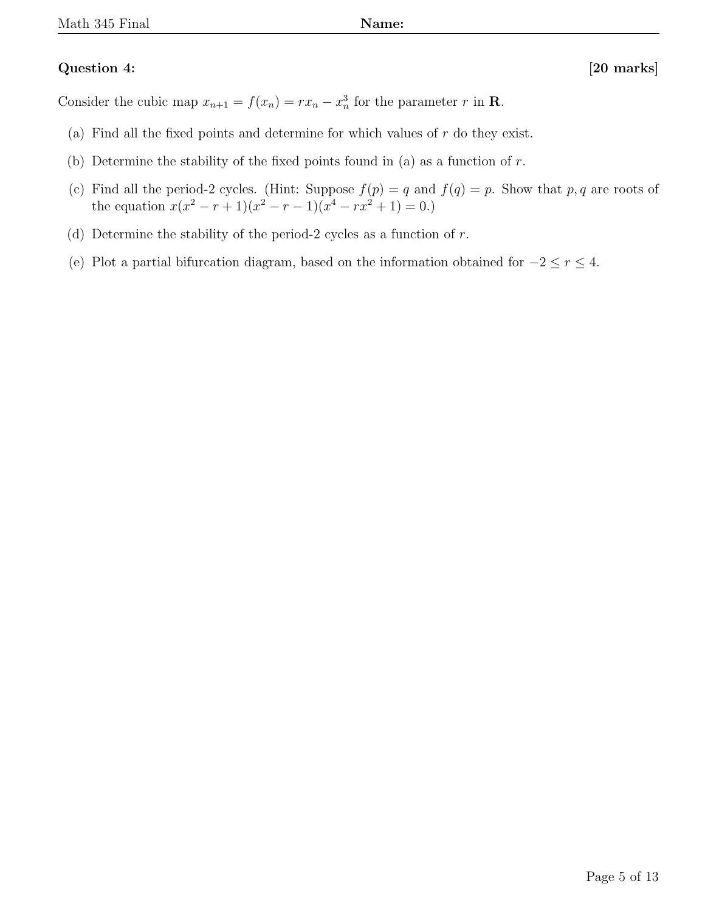**Question 4:** **[20 marks]**

Consider the cubic map $x_{n+1} = f(x_n) = rx_n - x_n^3$ for the parameter $r$ in $\mathbf{R}$.

(a) Find all the fixed points and determine for which values of $r$ do they exist.

(b) Determine the stability of the fixed points found in (a) as a function of $r$.

(c) Find all the period-2 cycles. (Hint: Suppose $f(p) = q$ and $f(q) = p$. Show that $p, q$ are roots of the equation $x(x^2 - r + 1)(x^2 - r - 1)(x^4 - rx^2 + 1) = 0$.)

(d) Determine the stability of the period-2 cycles as a function of $r$.

(e) Plot a partial bifurcation diagram, based on the information obtained for $-2 \leq r \leq 4$.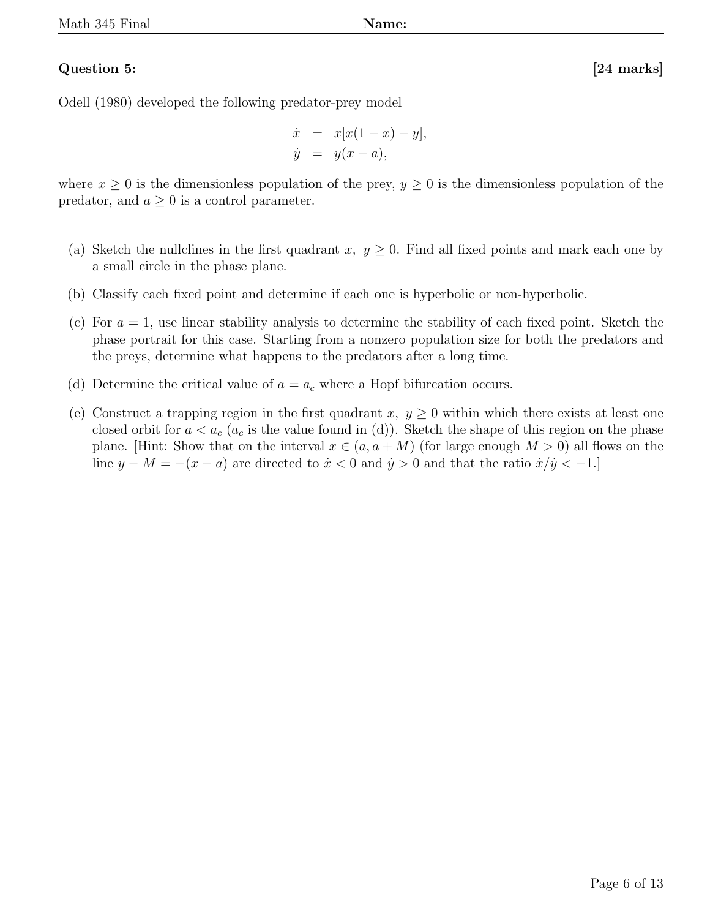**Question 5:** **[24 marks]**

Odell (1980) developed the following predator-prey model

$$
\begin{aligned}
\dot{x} &= x[x(1-x) - y], \\
\dot{y} &= y(x - a),
\end{aligned}
$$

where $x \geq 0$ is the dimensionless population of the prey, $y \geq 0$ is the dimensionless population of the predator, and $a \geq 0$ is a control parameter.

(a) Sketch the nullclines in the first quadrant $x,\ y \geq 0$. Find all fixed points and mark each one by a small circle in the phase plane.

(b) Classify each fixed point and determine if each one is hyperbolic or non-hyperbolic.

(c) For $a = 1$, use linear stability analysis to determine the stability of each fixed point. Sketch the phase portrait for this case. Starting from a nonzero population size for both the predators and the preys, determine what happens to the predators after a long time.

(d) Determine the critical value of $a = a_c$ where a Hopf bifurcation occurs.

(e) Construct a trapping region in the first quadrant $x,\ y \geq 0$ within which there exists at least one closed orbit for $a < a_c$ ($a_c$ is the value found in (d)). Sketch the shape of this region on the phase plane. [Hint: Show that on the interval $x \in (a, a + M)$ (for large enough $M > 0$) all flows on the line $y - M = -(x - a)$ are directed to $\dot{x} < 0$ and $\dot{y} > 0$ and that the ratio $\dot{x}/\dot{y} < -1$.]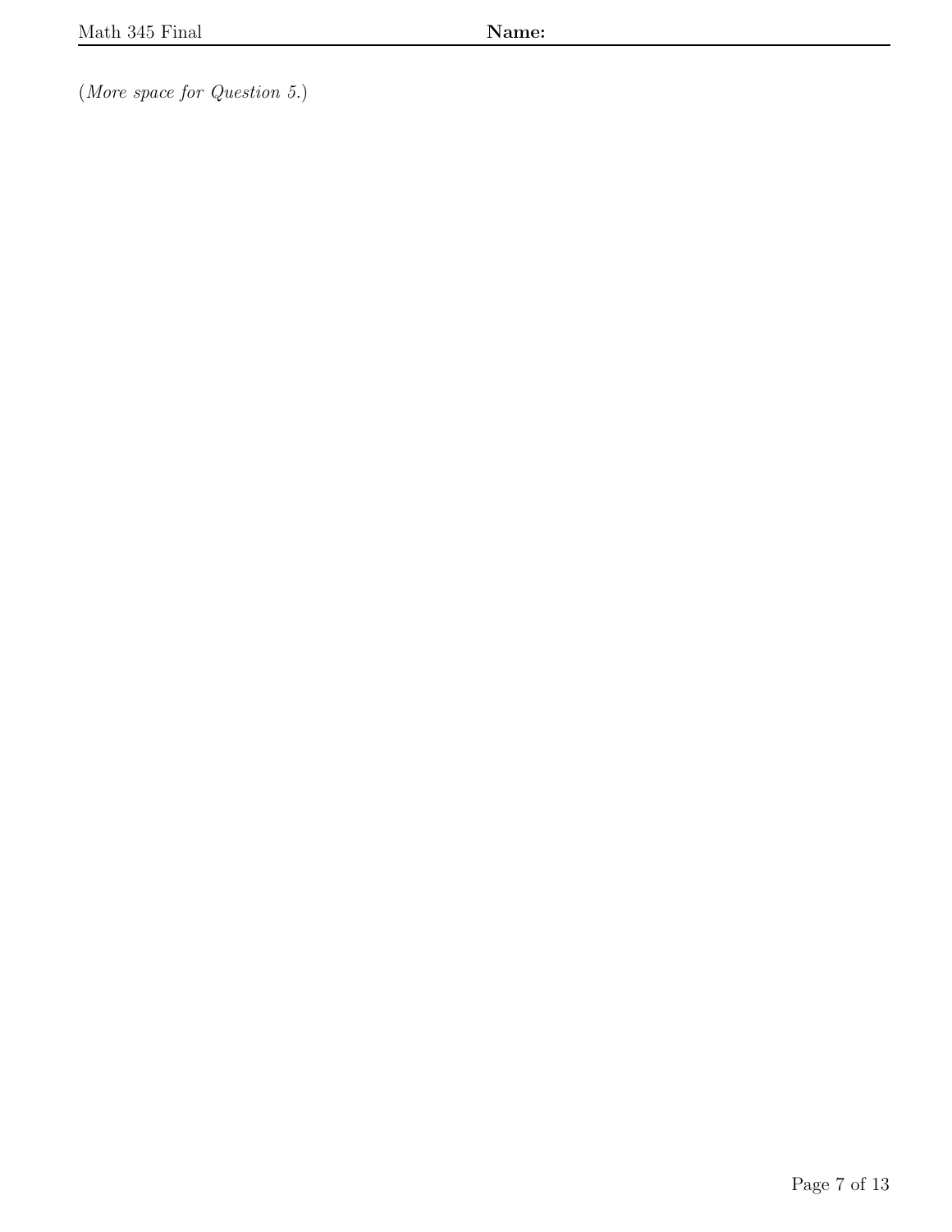(*More space for Question 5.*)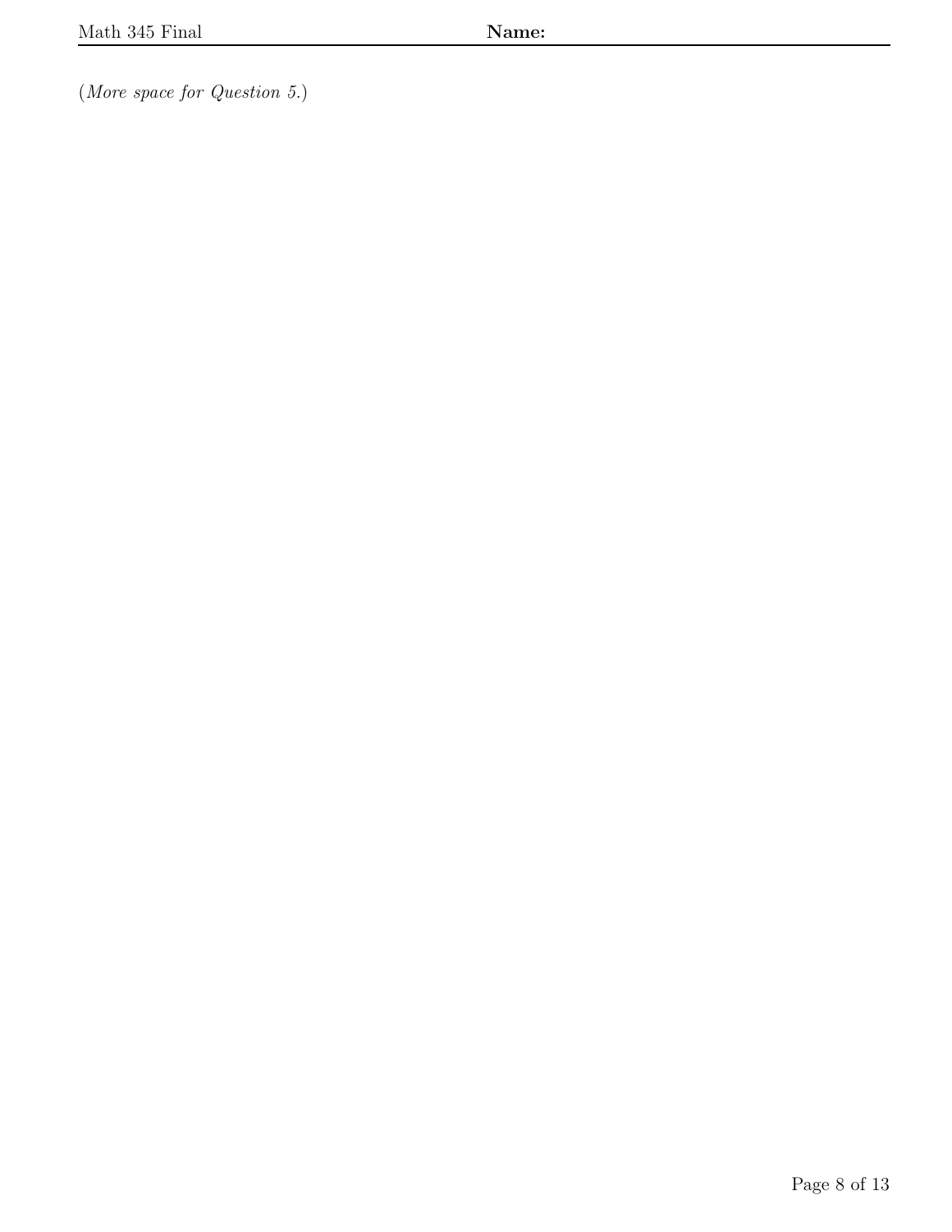(*More space for Question 5.*)